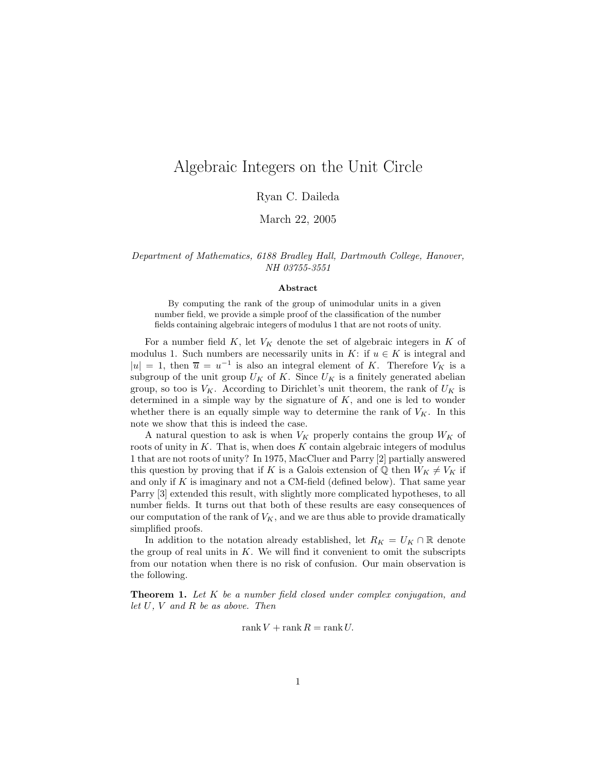# Algebraic Integers on the Unit Circle

Ryan C. Daileda

March 22, 2005

*Department of Mathematics, 6188 Bradley Hall, Dartmouth College, Hanover, NH 03755-3551*

**Abstract**

By computing the rank of the group of unimodular units in a given number field, we provide a simple proof of the classification of the number fields containing algebraic integers of modulus 1 that are not roots of unity.

For a number field $K$, let $V_K$ denote the set of algebraic integers in $K$ of modulus 1. Such numbers are necessarily units in $K$: if $u \in K$ is integral and $|u| = 1$, then $\overline{u} = u^{-1}$ is also an integral element of $K$. Therefore $V_K$ is a subgroup of the unit group $U_K$ of $K$. Since $U_K$ is a finitely generated abelian group, so too is $V_K$. According to Dirichlet's unit theorem, the rank of $U_K$ is determined in a simple way by the signature of $K$, and one is led to wonder whether there is an equally simple way to determine the rank of $V_K$. In this note we show that this is indeed the case.

A natural question to ask is when $V_K$ properly contains the group $W_K$ of roots of unity in $K$. That is, when does $K$ contain algebraic integers of modulus 1 that are not roots of unity? In 1975, MacCluer and Parry [2] partially answered this question by proving that if $K$ is a Galois extension of $\mathbb{Q}$ then $W_K \neq V_K$ if and only if $K$ is imaginary and not a CM-field (defined below). That same year Parry [3] extended this result, with slightly more complicated hypotheses, to all number fields. It turns out that both of these results are easy consequences of our computation of the rank of $V_K$, and we are thus able to provide dramatically simplified proofs.

In addition to the notation already established, let $R_K = U_K \cap \mathbb{R}$ denote the group of real units in $K$. We will find it convenient to omit the subscripts from our notation when there is no risk of confusion. Our main observation is the following.

**Theorem 1.** *Let $K$ be a number field closed under complex conjugation, and let $U$, $V$ and $R$ be as above. Then*

$$\operatorname{rank} V + \operatorname{rank} R = \operatorname{rank} U.$$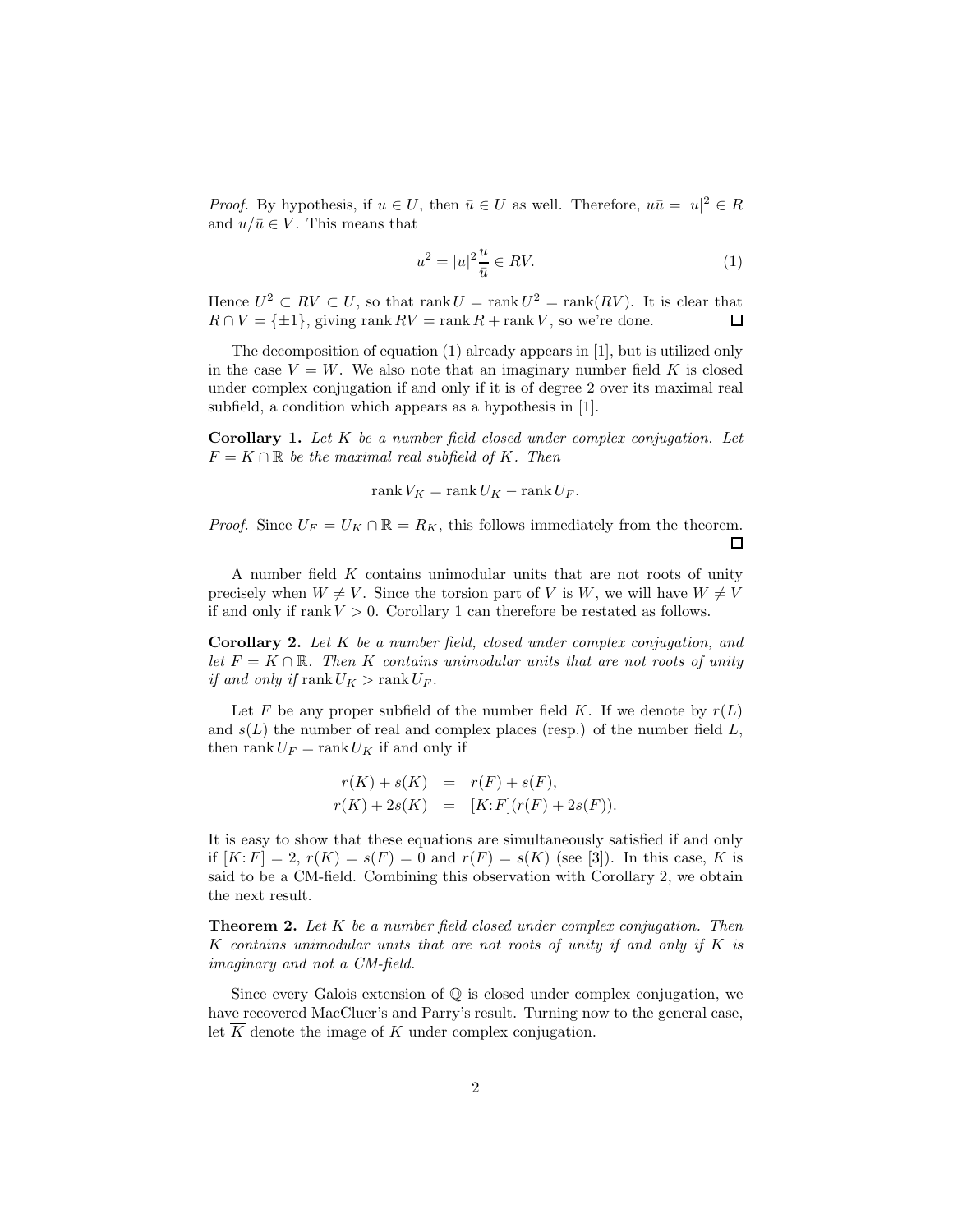*Proof.* By hypothesis, if $u \in U$, then $\bar{u} \in U$ as well. Therefore, $u\bar{u} = |u|^2 \in R$ and $u/\bar{u} \in V$. This means that

$$u^2 = |u|^2 \frac{u}{\bar{u}} \in RV. \tag{1}$$

Hence $U^2 \subset RV \subset U$, so that $\operatorname{rank} U = \operatorname{rank} U^2 = \operatorname{rank}(RV)$. It is clear that $R \cap V = \{\pm 1\}$, giving $\operatorname{rank} RV = \operatorname{rank} R + \operatorname{rank} V$, so we're done. $\square$

The decomposition of equation (1) already appears in [1], but is utilized only in the case $V = W$. We also note that an imaginary number field $K$ is closed under complex conjugation if and only if it is of degree 2 over its maximal real subfield, a condition which appears as a hypothesis in [1].

**Corollary 1.** *Let $K$ be a number field closed under complex conjugation. Let $F = K \cap \mathbb{R}$ be the maximal real subfield of $K$. Then*

$$\operatorname{rank} V_K = \operatorname{rank} U_K - \operatorname{rank} U_F.$$

*Proof.* Since $U_F = U_K \cap \mathbb{R} = R_K$, this follows immediately from the theorem. $\square$

A number field $K$ contains unimodular units that are not roots of unity precisely when $W \neq V$. Since the torsion part of $V$ is $W$, we will have $W \neq V$ if and only if $\operatorname{rank} V > 0$. Corollary 1 can therefore be restated as follows.

**Corollary 2.** *Let $K$ be a number field, closed under complex conjugation, and let $F = K \cap \mathbb{R}$. Then $K$ contains unimodular units that are not roots of unity if and only if $\operatorname{rank} U_K > \operatorname{rank} U_F$.*

Let $F$ be any proper subfield of the number field $K$. If we denote by $r(L)$ and $s(L)$ the number of real and complex places (resp.) of the number field $L$, then $\operatorname{rank} U_F = \operatorname{rank} U_K$ if and only if

$$\begin{aligned} r(K) + s(K) &= r(F) + s(F), \\ r(K) + 2s(K) &= [K{:}F](r(F) + 2s(F)). \end{aligned}$$

It is easy to show that these equations are simultaneously satisfied if and only if $[K{:}F] = 2$, $r(K) = s(F) = 0$ and $r(F) = s(K)$ (see [3]). In this case, $K$ is said to be a CM-field. Combining this observation with Corollary 2, we obtain the next result.

**Theorem 2.** *Let $K$ be a number field closed under complex conjugation. Then $K$ contains unimodular units that are not roots of unity if and only if $K$ is imaginary and not a CM-field.*

Since every Galois extension of $\mathbb{Q}$ is closed under complex conjugation, we have recovered MacCluer's and Parry's result. Turning now to the general case, let $\overline{K}$ denote the image of $K$ under complex conjugation.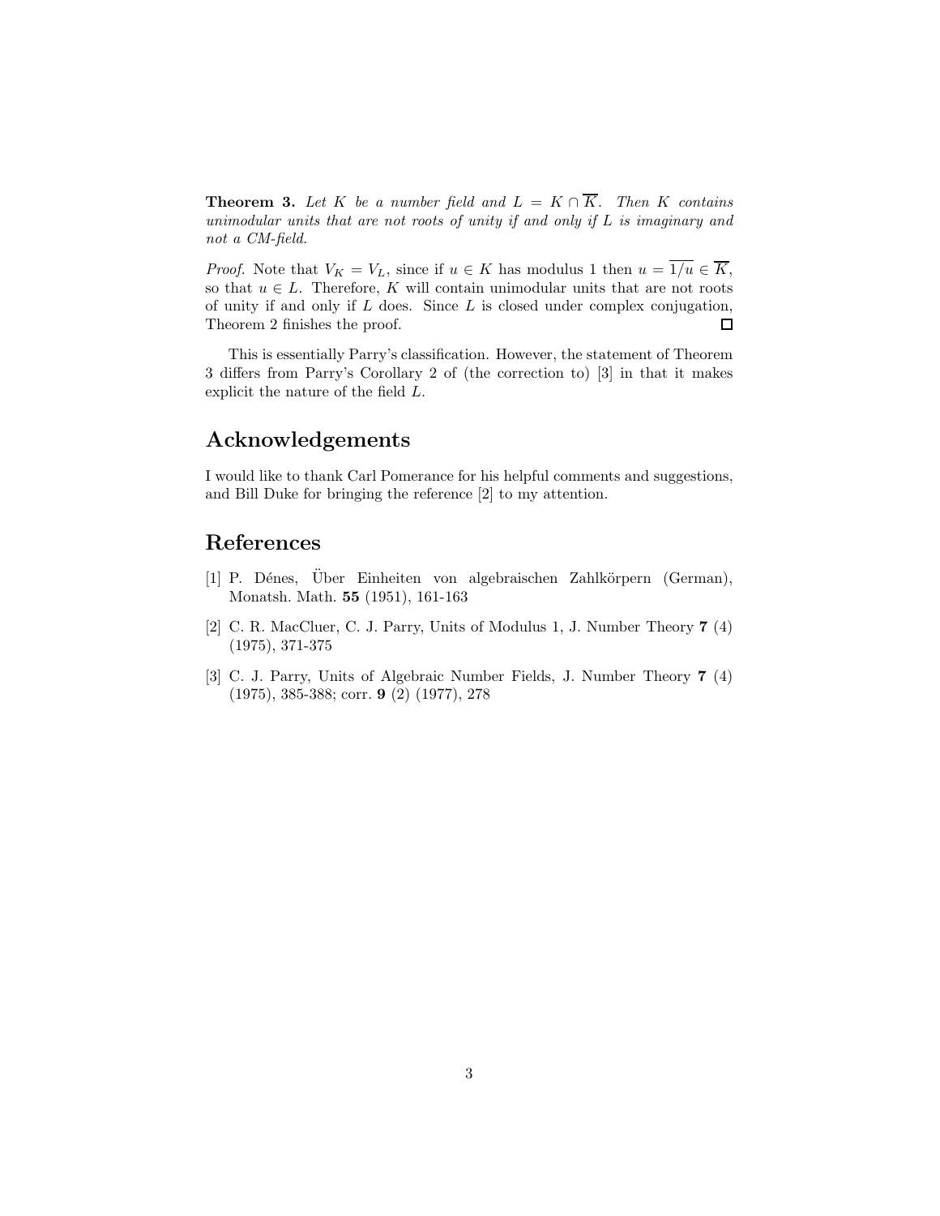**Theorem 3.** *Let $K$ be a number field and $L = K \cap \overline{K}$. Then $K$ contains unimodular units that are not roots of unity if and only if $L$ is imaginary and not a CM-field.*

*Proof.* Note that $V_K = V_L$, since if $u \in K$ has modulus 1 then $u = \overline{1/u} \in \overline{K}$, so that $u \in L$. Therefore, $K$ will contain unimodular units that are not roots of unity if and only if $L$ does. Since $L$ is closed under complex conjugation, Theorem 2 finishes the proof. □

This is essentially Parry's classification. However, the statement of Theorem 3 differs from Parry's Corollary 2 of (the correction to) [3] in that it makes explicit the nature of the field $L$.

## Acknowledgements

I would like to thank Carl Pomerance for his helpful comments and suggestions, and Bill Duke for bringing the reference [2] to my attention.

## References

[1] P. Dénes, Über Einheiten von algebraischen Zahlkörpern (German), Monatsh. Math. **55** (1951), 161-163

[2] C. R. MacCluer, C. J. Parry, Units of Modulus 1, J. Number Theory **7** (4) (1975), 371-375

[3] C. J. Parry, Units of Algebraic Number Fields, J. Number Theory **7** (4) (1975), 385-388; corr. **9** (2) (1977), 278